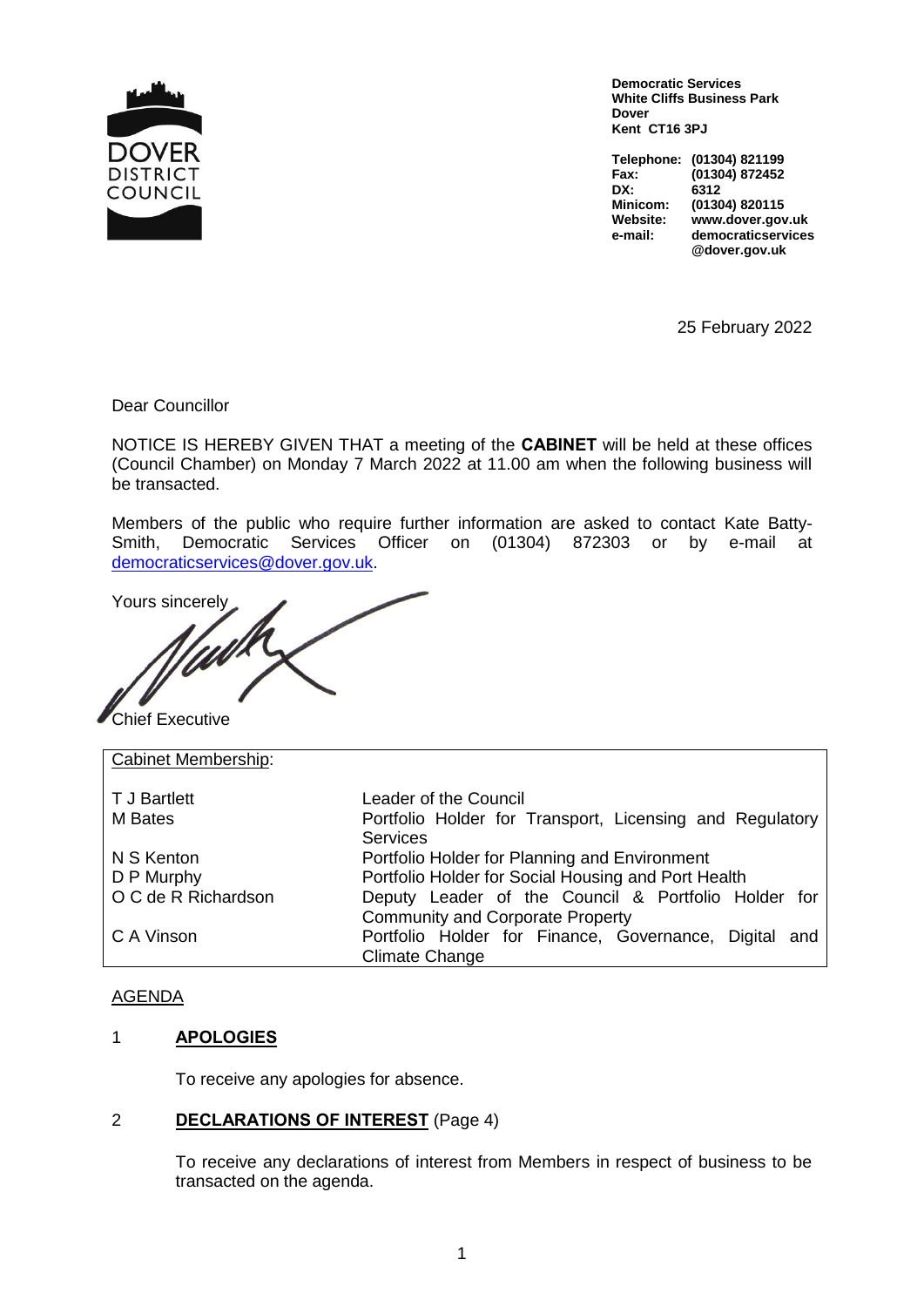**Democratic Services**
**White Cliffs Business Park**
**Dover**
**Kent CT16 3PJ**

| | |
|---|---|
| **Telephone:** | **(01304) 821199** |
| **Fax:** | **(01304) 872452** |
| **DX:** | **6312** |
| **Minicom:** | **(01304) 820115** |
| **Website:** | **www.dover.gov.uk** |
| **e-mail:** | **democraticservices@dover.gov.uk** |

25 February 2022

Dear Councillor

NOTICE IS HEREBY GIVEN THAT a meeting of the **CABINET** will be held at these offices (Council Chamber) on Monday 7 March 2022 at 11.00 am when the following business will be transacted.

Members of the public who require further information are asked to contact Kate Batty-Smith, Democratic Services Officer on (01304) 872303 or by e-mail at democraticservices@dover.gov.uk.

Yours sincerely

Chief Executive

| Cabinet Membership: | |
|---|---|
| T J Bartlett | Leader of the Council |
| M Bates | Portfolio Holder for Transport, Licensing and Regulatory Services |
| N S Kenton | Portfolio Holder for Planning and Environment |
| D P Murphy | Portfolio Holder for Social Housing and Port Health |
| O C de R Richardson | Deputy Leader of the Council & Portfolio Holder for Community and Corporate Property |
| C A Vinson | Portfolio Holder for Finance, Governance, Digital and Climate Change |

AGENDA

1 **APOLOGIES**

To receive any apologies for absence.

2 **DECLARATIONS OF INTEREST** (Page 4)

To receive any declarations of interest from Members in respect of business to be transacted on the agenda.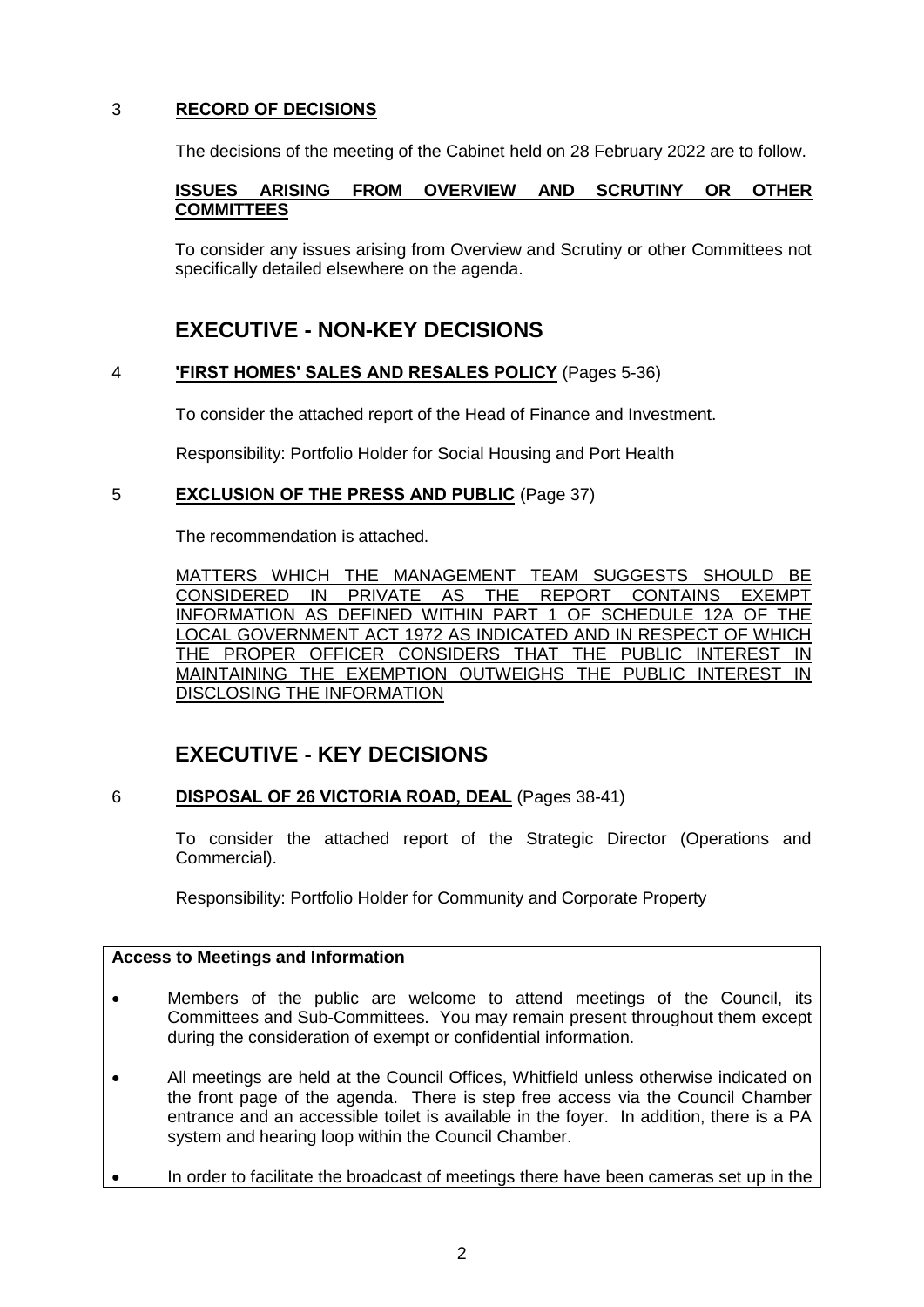3 **RECORD OF DECISIONS**

The decisions of the meeting of the Cabinet held on 28 February 2022 are to follow.

**ISSUES ARISING FROM OVERVIEW AND SCRUTINY OR OTHER COMMITTEES**

To consider any issues arising from Overview and Scrutiny or other Committees not specifically detailed elsewhere on the agenda.

## EXECUTIVE - NON-KEY DECISIONS

4 **'FIRST HOMES' SALES AND RESALES POLICY** (Pages 5-36)

To consider the attached report of the Head of Finance and Investment.

Responsibility: Portfolio Holder for Social Housing and Port Health

5 **EXCLUSION OF THE PRESS AND PUBLIC** (Page 37)

The recommendation is attached.

MATTERS WHICH THE MANAGEMENT TEAM SUGGESTS SHOULD BE CONSIDERED IN PRIVATE AS THE REPORT CONTAINS EXEMPT INFORMATION AS DEFINED WITHIN PART 1 OF SCHEDULE 12A OF THE LOCAL GOVERNMENT ACT 1972 AS INDICATED AND IN RESPECT OF WHICH THE PROPER OFFICER CONSIDERS THAT THE PUBLIC INTEREST IN MAINTAINING THE EXEMPTION OUTWEIGHS THE PUBLIC INTEREST IN DISCLOSING THE INFORMATION

## EXECUTIVE - KEY DECISIONS

6 **DISPOSAL OF 26 VICTORIA ROAD, DEAL** (Pages 38-41)

To consider the attached report of the Strategic Director (Operations and Commercial).

Responsibility: Portfolio Holder for Community and Corporate Property

**Access to Meetings and Information**

- Members of the public are welcome to attend meetings of the Council, its Committees and Sub-Committees. You may remain present throughout them except during the consideration of exempt or confidential information.
- All meetings are held at the Council Offices, Whitfield unless otherwise indicated on the front page of the agenda. There is step free access via the Council Chamber entrance and an accessible toilet is available in the foyer. In addition, there is a PA system and hearing loop within the Council Chamber.
- In order to facilitate the broadcast of meetings there have been cameras set up in the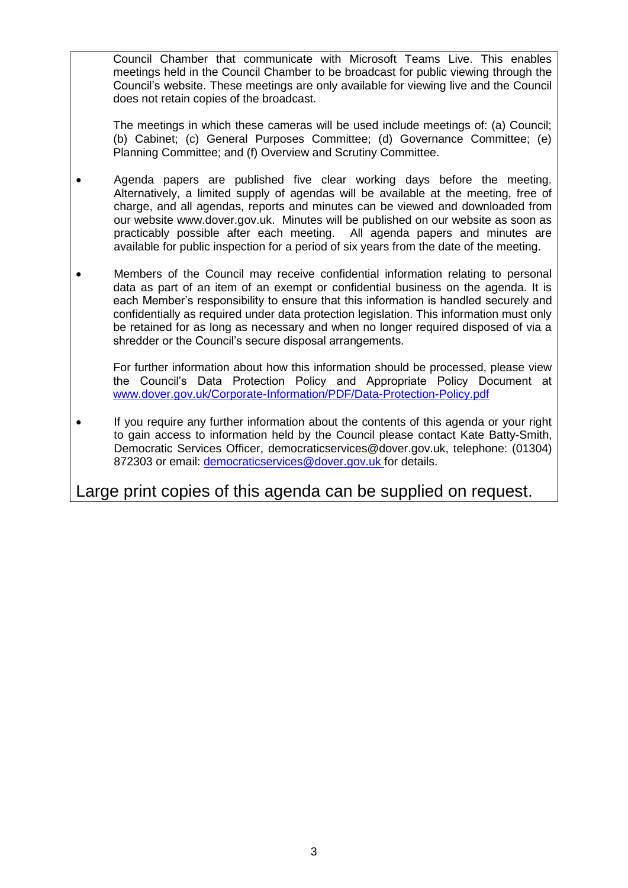Council Chamber that communicate with Microsoft Teams Live. This enables meetings held in the Council Chamber to be broadcast for public viewing through the Council's website. These meetings are only available for viewing live and the Council does not retain copies of the broadcast.

The meetings in which these cameras will be used include meetings of: (a) Council; (b) Cabinet; (c) General Purposes Committee; (d) Governance Committee; (e) Planning Committee; and (f) Overview and Scrutiny Committee.

- Agenda papers are published five clear working days before the meeting. Alternatively, a limited supply of agendas will be available at the meeting, free of charge, and all agendas, reports and minutes can be viewed and downloaded from our website www.dover.gov.uk. Minutes will be published on our website as soon as practicably possible after each meeting. All agenda papers and minutes are available for public inspection for a period of six years from the date of the meeting.

- Members of the Council may receive confidential information relating to personal data as part of an item of an exempt or confidential business on the agenda. It is each Member's responsibility to ensure that this information is handled securely and confidentially as required under data protection legislation. This information must only be retained for as long as necessary and when no longer required disposed of via a shredder or the Council's secure disposal arrangements.

  For further information about how this information should be processed, please view the Council's Data Protection Policy and Appropriate Policy Document at www.dover.gov.uk/Corporate-Information/PDF/Data-Protection-Policy.pdf

- If you require any further information about the contents of this agenda or your right to gain access to information held by the Council please contact Kate Batty-Smith, Democratic Services Officer, democraticservices@dover.gov.uk, telephone: (01304) 872303 or email: democraticservices@dover.gov.uk for details.

Large print copies of this agenda can be supplied on request.